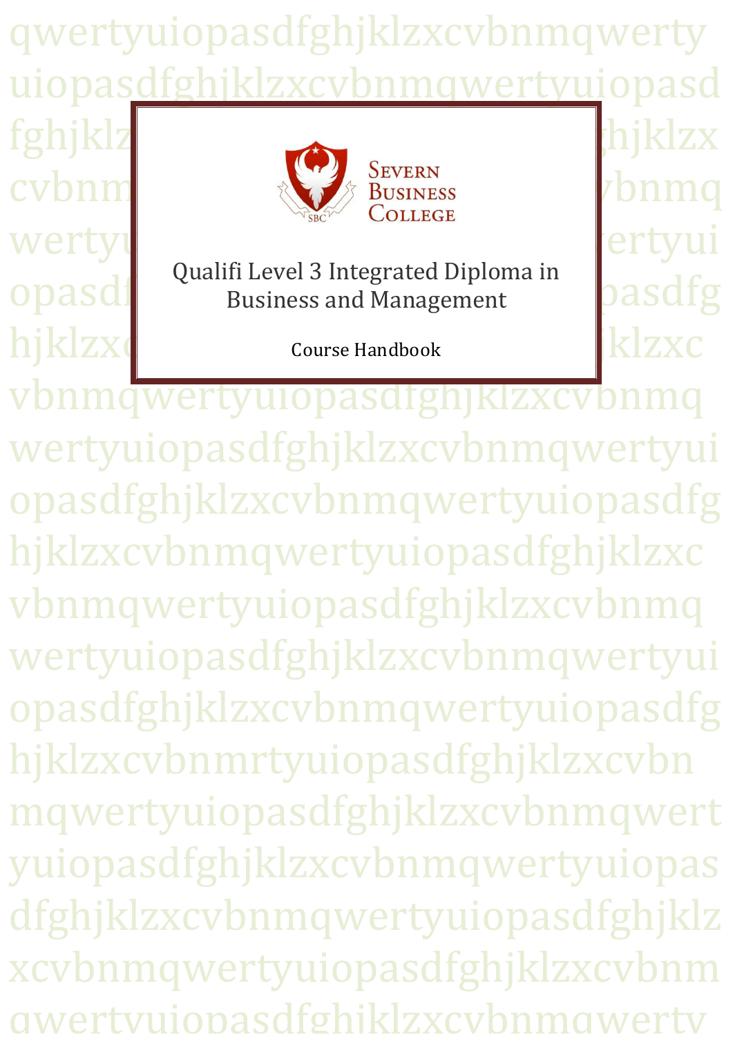Severn Business College

# Qualifi Level 3 Integrated Diploma in Business and Management

Course Handbook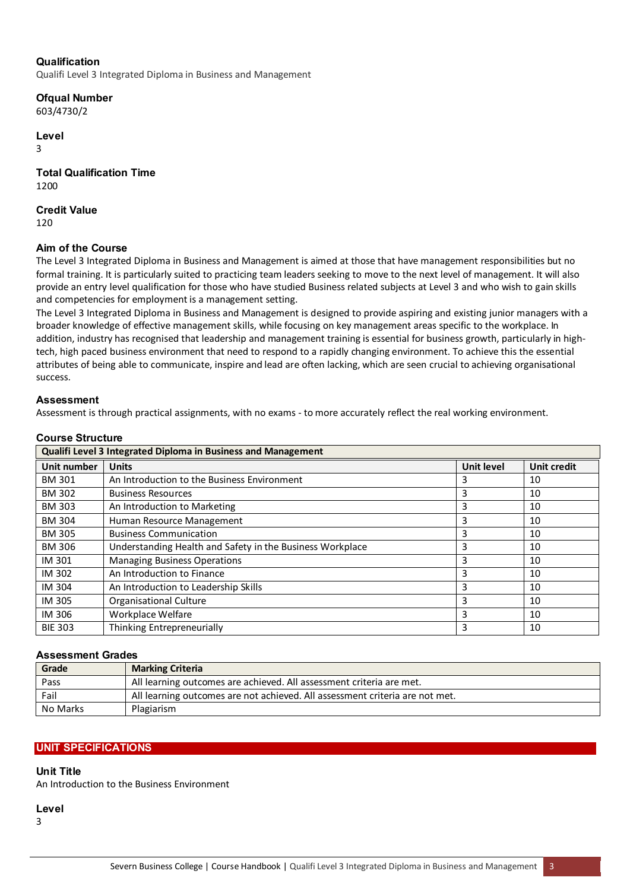### Qualification
Qualifi Level 3 Integrated Diploma in Business and Management

### Ofqual Number
603/4730/2

### Level
3

### Total Qualification Time
1200

### Credit Value
120

### Aim of the Course
The Level 3 Integrated Diploma in Business and Management is aimed at those that have management responsibilities but no formal training. It is particularly suited to practicing team leaders seeking to move to the next level of management. It will also provide an entry level qualification for those who have studied Business related subjects at Level 3 and who wish to gain skills and competencies for employment is a management setting.

The Level 3 Integrated Diploma in Business and Management is designed to provide aspiring and existing junior managers with a broader knowledge of effective management skills, while focusing on key management areas specific to the workplace. In addition, industry has recognised that leadership and management training is essential for business growth, particularly in high-tech, high paced business environment that need to respond to a rapidly changing environment. To achieve this the essential attributes of being able to communicate, inspire and lead are often lacking, which are seen crucial to achieving organisational success.

### Assessment
Assessment is through practical assignments, with no exams - to more accurately reflect the real working environment.

### Course Structure

| Qualifi Level 3 Integrated Diploma in Business and Management | | | |
|---|---|---|---|
| **Unit number** | **Units** | **Unit level** | **Unit credit** |
| BM 301 | An Introduction to the Business Environment | 3 | 10 |
| BM 302 | Business Resources | 3 | 10 |
| BM 303 | An Introduction to Marketing | 3 | 10 |
| BM 304 | Human Resource Management | 3 | 10 |
| BM 305 | Business Communication | 3 | 10 |
| BM 306 | Understanding Health and Safety in the Business Workplace | 3 | 10 |
| IM 301 | Managing Business Operations | 3 | 10 |
| IM 302 | An Introduction to Finance | 3 | 10 |
| IM 304 | An Introduction to Leadership Skills | 3 | 10 |
| IM 305 | Organisational Culture | 3 | 10 |
| IM 306 | Workplace Welfare | 3 | 10 |
| BIE 303 | Thinking Entrepreneurially | 3 | 10 |

### Assessment Grades

| Grade | Marking Criteria |
|---|---|
| Pass | All learning outcomes are achieved. All assessment criteria are met. |
| Fail | All learning outcomes are not achieved. All assessment criteria are not met. |
| No Marks | Plagiarism |

## UNIT SPECIFICATIONS

### Unit Title
An Introduction to the Business Environment

### Level
3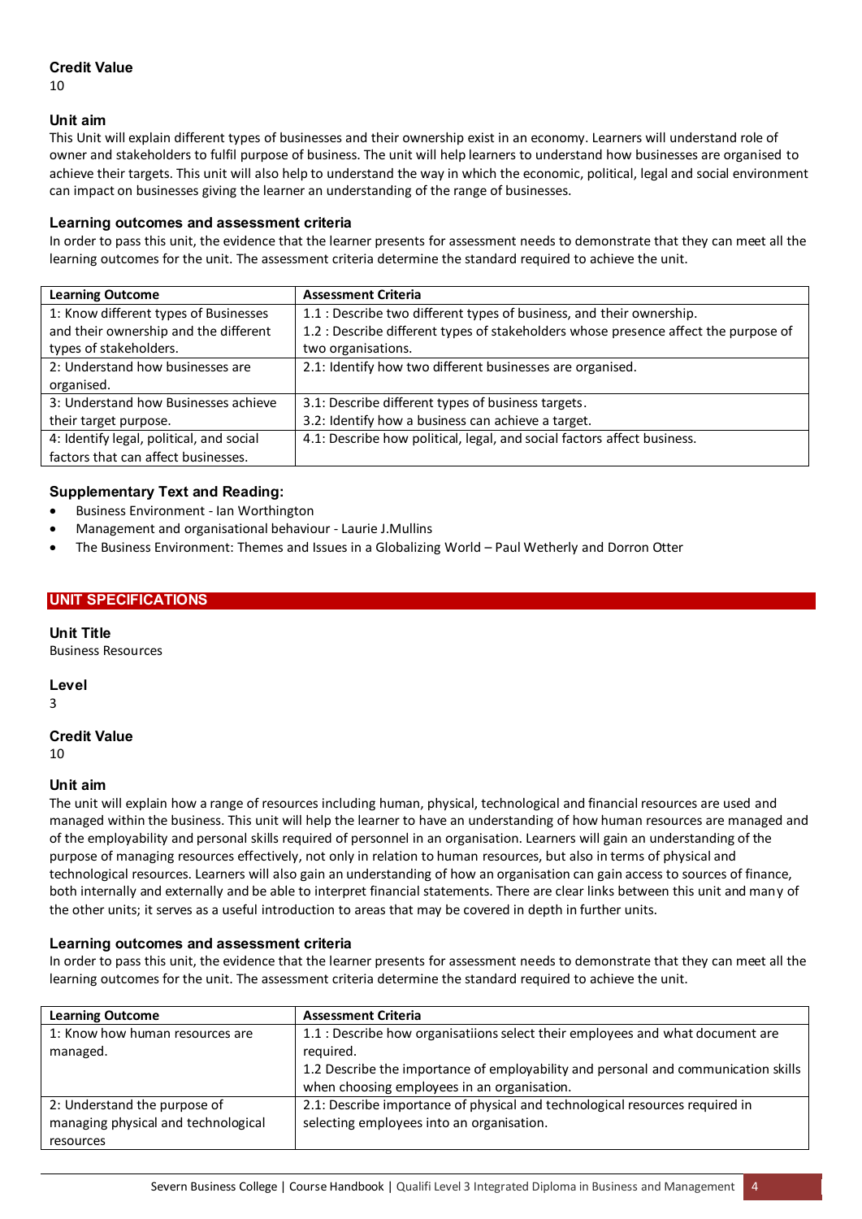### Credit Value

10

### Unit aim

This Unit will explain different types of businesses and their ownership exist in an economy. Learners will understand role of owner and stakeholders to fulfil purpose of business. The unit will help learners to understand how businesses are organised to achieve their targets. This unit will also help to understand the way in which the economic, political, legal and social environment can impact on businesses giving the learner an understanding of the range of businesses.

### Learning outcomes and assessment criteria

In order to pass this unit, the evidence that the learner presents for assessment needs to demonstrate that they can meet all the learning outcomes for the unit. The assessment criteria determine the standard required to achieve the unit.

| Learning Outcome | Assessment Criteria |
|---|---|
| 1: Know different types of Businesses and their ownership and the different types of stakeholders. | 1.1 : Describe two different types of business, and their ownership.<br>1.2 : Describe different types of stakeholders whose presence affect the purpose of two organisations. |
| 2: Understand how businesses are organised. | 2.1: Identify how two different businesses are organised. |
| 3: Understand how Businesses achieve their target purpose. | 3.1: Describe different types of business targets.<br>3.2: Identify how a business can achieve a target. |
| 4: Identify legal, political, and social factors that can affect businesses. | 4.1: Describe how political, legal, and social factors affect business. |

### Supplementary Text and Reading:

- Business Environment - Ian Worthington
- Management and organisational behaviour - Laurie J.Mullins
- The Business Environment: Themes and Issues in a Globalizing World – Paul Wetherly and Dorron Otter

## UNIT SPECIFICATIONS

### Unit Title

Business Resources

### Level

3

### Credit Value

10

### Unit aim

The unit will explain how a range of resources including human, physical, technological and financial resources are used and managed within the business. This unit will help the learner to have an understanding of how human resources are managed and of the employability and personal skills required of personnel in an organisation. Learners will gain an understanding of the purpose of managing resources effectively, not only in relation to human resources, but also in terms of physical and technological resources. Learners will also gain an understanding of how an organisation can gain access to sources of finance, both internally and externally and be able to interpret financial statements. There are clear links between this unit and many of the other units; it serves as a useful introduction to areas that may be covered in depth in further units.

### Learning outcomes and assessment criteria

In order to pass this unit, the evidence that the learner presents for assessment needs to demonstrate that they can meet all the learning outcomes for the unit. The assessment criteria determine the standard required to achieve the unit.

| Learning Outcome | Assessment Criteria |
|---|---|
| 1: Know how human resources are managed. | 1.1 : Describe how organisatiions select their employees and what document are required.<br>1.2 Describe the importance of employability and personal and communication skills when choosing employees in an organisation. |
| 2: Understand the purpose of managing physical and technological resources | 2.1: Describe importance of physical and technological resources required in selecting employees into an organisation. |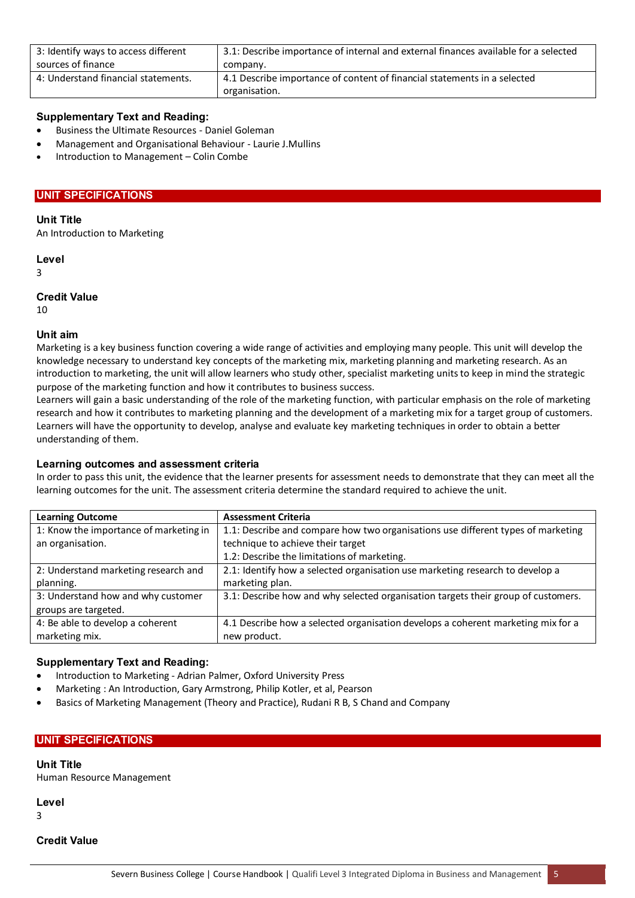| | |
|---|---|
| 3: Identify ways to access different sources of finance | 3.1: Describe importance of internal and external finances available for a selected company. |
| 4: Understand financial statements. | 4.1 Describe importance of content of financial statements in a selected organisation. |

### Supplementary Text and Reading:

- Business the Ultimate Resources - Daniel Goleman
- Management and Organisational Behaviour - Laurie J.Mullins
- Introduction to Management – Colin Combe

## UNIT SPECIFICATIONS

### Unit Title

An Introduction to Marketing

### Level

3

### Credit Value

10

### Unit aim

Marketing is a key business function covering a wide range of activities and employing many people. This unit will develop the knowledge necessary to understand key concepts of the marketing mix, marketing planning and marketing research. As an introduction to marketing, the unit will allow learners who study other, specialist marketing units to keep in mind the strategic purpose of the marketing function and how it contributes to business success.

Learners will gain a basic understanding of the role of the marketing function, with particular emphasis on the role of marketing research and how it contributes to marketing planning and the development of a marketing mix for a target group of customers. Learners will have the opportunity to develop, analyse and evaluate key marketing techniques in order to obtain a better understanding of them.

### Learning outcomes and assessment criteria

In order to pass this unit, the evidence that the learner presents for assessment needs to demonstrate that they can meet all the learning outcomes for the unit. The assessment criteria determine the standard required to achieve the unit.

| Learning Outcome | Assessment Criteria |
|---|---|
| 1: Know the importance of marketing in an organisation. | 1.1: Describe and compare how two organisations use different types of marketing technique to achieve their target<br>1.2: Describe the limitations of marketing. |
| 2: Understand marketing research and planning. | 2.1: Identify how a selected organisation use marketing research to develop a marketing plan. |
| 3: Understand how and why customer groups are targeted. | 3.1: Describe how and why selected organisation targets their group of customers. |
| 4: Be able to develop a coherent marketing mix. | 4.1 Describe how a selected organisation develops a coherent marketing mix for a new product. |

### Supplementary Text and Reading:

- Introduction to Marketing - Adrian Palmer, Oxford University Press
- Marketing : An Introduction, Gary Armstrong, Philip Kotler, et al, Pearson
- Basics of Marketing Management (Theory and Practice), Rudani R B, S Chand and Company

## UNIT SPECIFICATIONS

### Unit Title

Human Resource Management

### Level

3

### Credit Value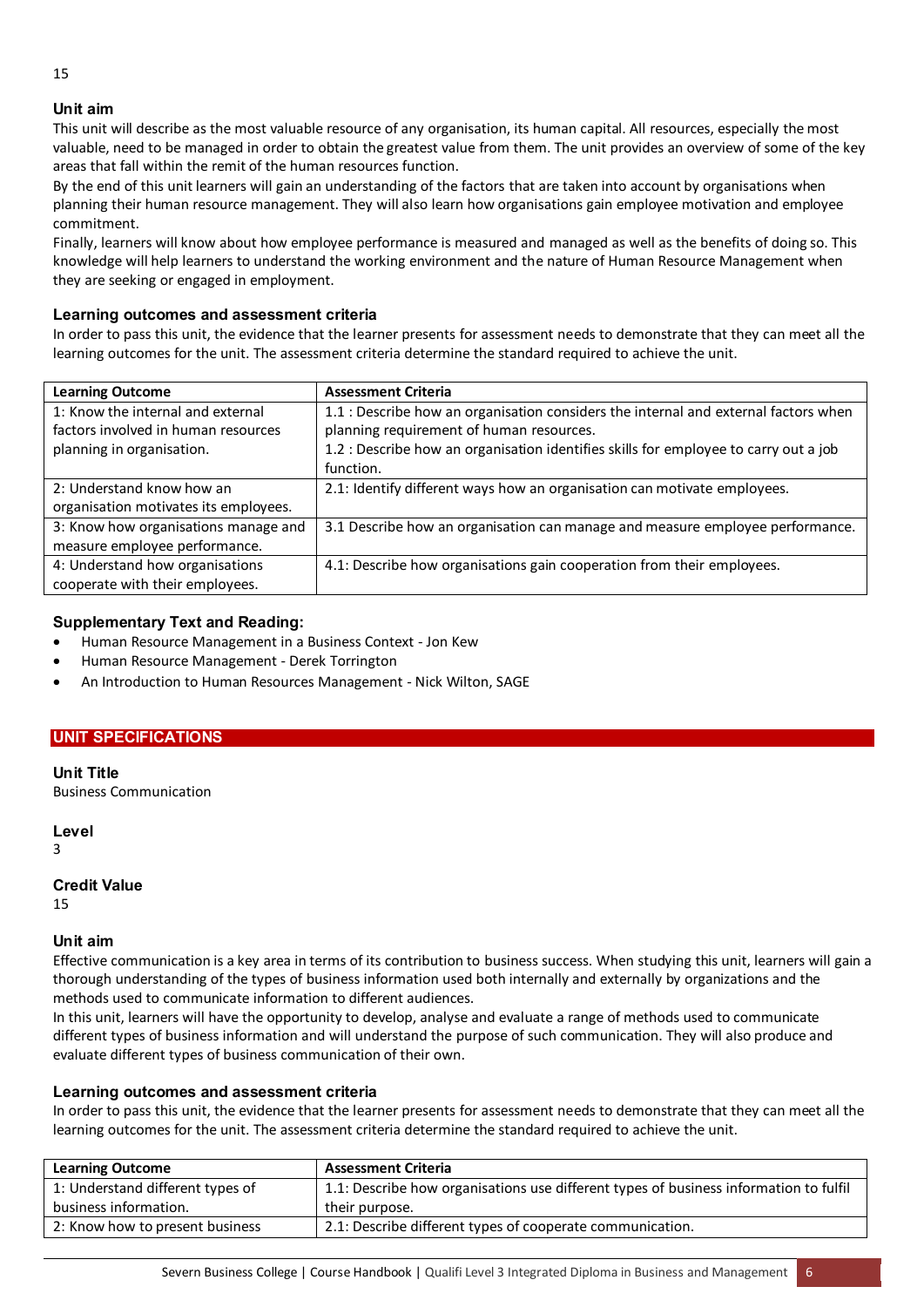15

### Unit aim

This unit will describe as the most valuable resource of any organisation, its human capital. All resources, especially the most valuable, need to be managed in order to obtain the greatest value from them. The unit provides an overview of some of the key areas that fall within the remit of the human resources function.

By the end of this unit learners will gain an understanding of the factors that are taken into account by organisations when planning their human resource management. They will also learn how organisations gain employee motivation and employee commitment.

Finally, learners will know about how employee performance is measured and managed as well as the benefits of doing so. This knowledge will help learners to understand the working environment and the nature of Human Resource Management when they are seeking or engaged in employment.

### Learning outcomes and assessment criteria

In order to pass this unit, the evidence that the learner presents for assessment needs to demonstrate that they can meet all the learning outcomes for the unit. The assessment criteria determine the standard required to achieve the unit.

| Learning Outcome | Assessment Criteria |
|---|---|
| 1: Know the internal and external factors involved in human resources planning in organisation. | 1.1 : Describe how an organisation considers the internal and external factors when planning requirement of human resources.<br>1.2 : Describe how an organisation identifies skills for employee to carry out a job function. |
| 2: Understand know how an organisation motivates its employees. | 2.1: Identify different ways how an organisation can motivate employees. |
| 3: Know how organisations manage and measure employee performance. | 3.1 Describe how an organisation can manage and measure employee performance. |
| 4: Understand how organisations cooperate with their employees. | 4.1: Describe how organisations gain cooperation from their employees. |

### Supplementary Text and Reading:

- Human Resource Management in a Business Context - Jon Kew
- Human Resource Management - Derek Torrington
- An Introduction to Human Resources Management - Nick Wilton, SAGE

## UNIT SPECIFICATIONS

### Unit Title

Business Communication

### Level

3

### Credit Value

15

### Unit aim

Effective communication is a key area in terms of its contribution to business success. When studying this unit, learners will gain a thorough understanding of the types of business information used both internally and externally by organizations and the methods used to communicate information to different audiences.

In this unit, learners will have the opportunity to develop, analyse and evaluate a range of methods used to communicate different types of business information and will understand the purpose of such communication. They will also produce and evaluate different types of business communication of their own.

### Learning outcomes and assessment criteria

In order to pass this unit, the evidence that the learner presents for assessment needs to demonstrate that they can meet all the learning outcomes for the unit. The assessment criteria determine the standard required to achieve the unit.

| Learning Outcome | Assessment Criteria |
|---|---|
| 1: Understand different types of business information. | 1.1: Describe how organisations use different types of business information to fulfil their purpose. |
| 2: Know how to present business | 2.1: Describe different types of cooperate communication. |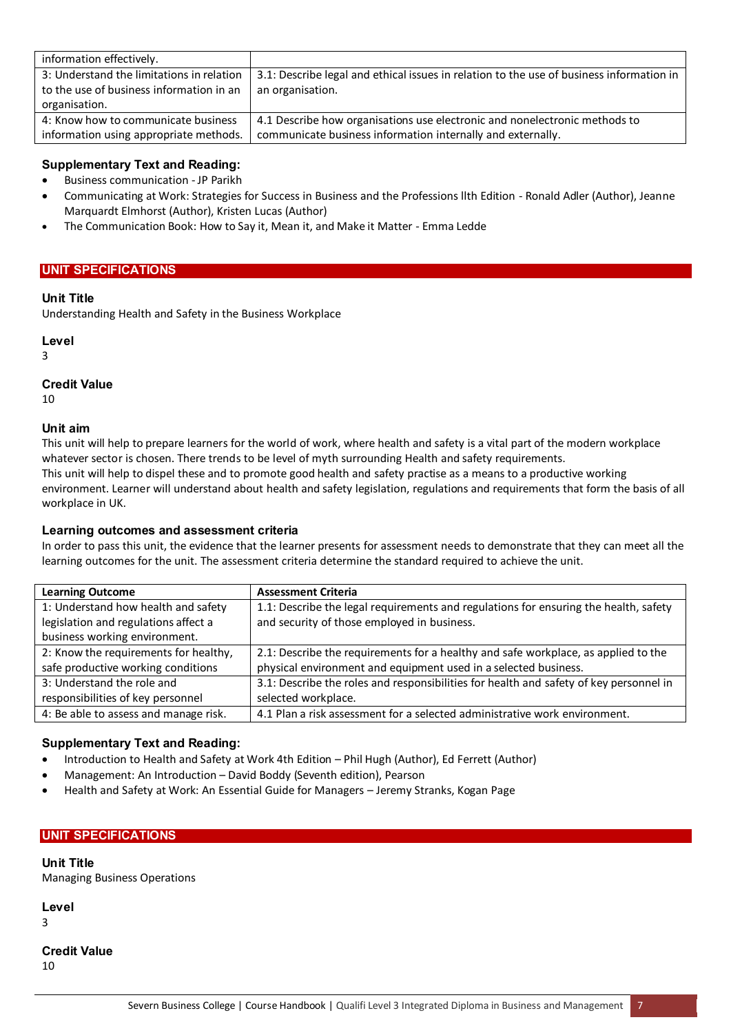| | |
|---|---|
| information effectively. | |
| 3: Understand the limitations in relation to the use of business information in an organisation. | 3.1: Describe legal and ethical issues in relation to the use of business information in an organisation. |
| 4: Know how to communicate business information using appropriate methods. | 4.1 Describe how organisations use electronic and nonelectronic methods to communicate business information internally and externally. |

### Supplementary Text and Reading:

- Business communication - JP Parikh
- Communicating at Work: Strategies for Success in Business and the Professions llth Edition - Ronald Adler (Author), Jeanne Marquardt Elmhorst (Author), Kristen Lucas (Author)
- The Communication Book: How to Say it, Mean it, and Make it Matter - Emma Ledde

## UNIT SPECIFICATIONS

### Unit Title
Understanding Health and Safety in the Business Workplace

### Level
3

### Credit Value
10

### Unit aim
This unit will help to prepare learners for the world of work, where health and safety is a vital part of the modern workplace whatever sector is chosen. There trends to be level of myth surrounding Health and safety requirements.
This unit will help to dispel these and to promote good health and safety practise as a means to a productive working environment. Learner will understand about health and safety legislation, regulations and requirements that form the basis of all workplace in UK.

### Learning outcomes and assessment criteria
In order to pass this unit, the evidence that the learner presents for assessment needs to demonstrate that they can meet all the learning outcomes for the unit. The assessment criteria determine the standard required to achieve the unit.

| Learning Outcome | Assessment Criteria |
|---|---|
| 1: Understand how health and safety legislation and regulations affect a business working environment. | 1.1: Describe the legal requirements and regulations for ensuring the health, safety and security of those employed in business. |
| 2: Know the requirements for healthy, safe productive working conditions | 2.1: Describe the requirements for a healthy and safe workplace, as applied to the physical environment and equipment used in a selected business. |
| 3: Understand the role and responsibilities of key personnel | 3.1: Describe the roles and responsibilities for health and safety of key personnel in selected workplace. |
| 4: Be able to assess and manage risk. | 4.1 Plan a risk assessment for a selected administrative work environment. |

### Supplementary Text and Reading:

- Introduction to Health and Safety at Work 4th Edition – Phil Hugh (Author), Ed Ferrett (Author)
- Management: An Introduction – David Boddy (Seventh edition), Pearson
- Health and Safety at Work: An Essential Guide for Managers – Jeremy Stranks, Kogan Page

## UNIT SPECIFICATIONS

### Unit Title
Managing Business Operations

### Level
3

### Credit Value
10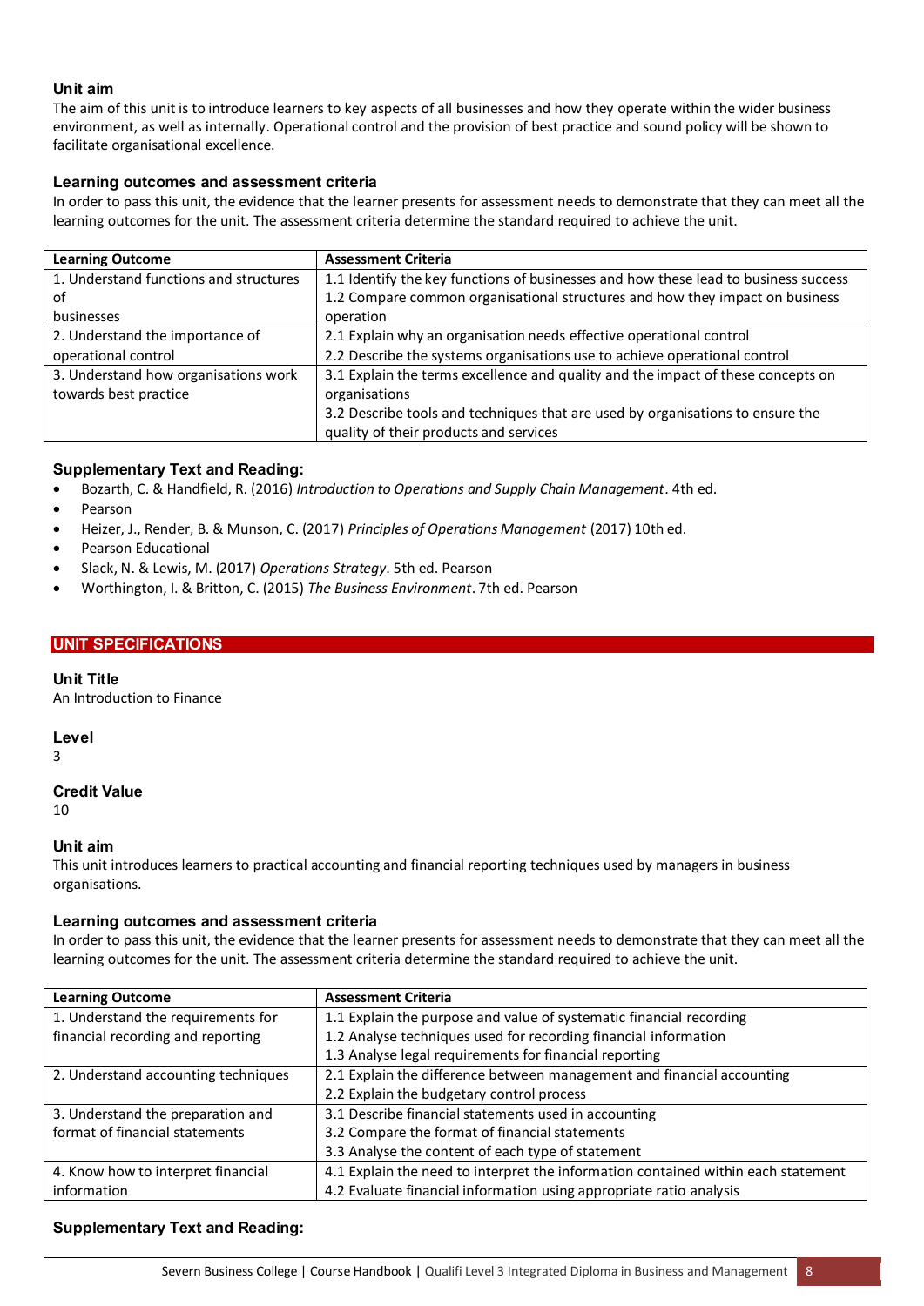### Unit aim

The aim of this unit is to introduce learners to key aspects of all businesses and how they operate within the wider business environment, as well as internally. Operational control and the provision of best practice and sound policy will be shown to facilitate organisational excellence.

### Learning outcomes and assessment criteria

In order to pass this unit, the evidence that the learner presents for assessment needs to demonstrate that they can meet all the learning outcomes for the unit. The assessment criteria determine the standard required to achieve the unit.

| Learning Outcome | Assessment Criteria |
| --- | --- |
| 1. Understand functions and structures of businesses | 1.1 Identify the key functions of businesses and how these lead to business success<br>1.2 Compare common organisational structures and how they impact on business operation |
| 2. Understand the importance of operational control | 2.1 Explain why an organisation needs effective operational control<br>2.2 Describe the systems organisations use to achieve operational control |
| 3. Understand how organisations work towards best practice | 3.1 Explain the terms excellence and quality and the impact of these concepts on organisations<br>3.2 Describe tools and techniques that are used by organisations to ensure the quality of their products and services |

### Supplementary Text and Reading:

- Bozarth, C. & Handfield, R. (2016) *Introduction to Operations and Supply Chain Management*. 4th ed.
- Pearson
- Heizer, J., Render, B. & Munson, C. (2017) *Principles of Operations Management* (2017) 10th ed.
- Pearson Educational
- Slack, N. & Lewis, M. (2017) *Operations Strategy*. 5th ed. Pearson
- Worthington, I. & Britton, C. (2015) *The Business Environment*. 7th ed. Pearson

## UNIT SPECIFICATIONS

### Unit Title

An Introduction to Finance

### Level

3

### Credit Value

10

### Unit aim

This unit introduces learners to practical accounting and financial reporting techniques used by managers in business organisations.

### Learning outcomes and assessment criteria

In order to pass this unit, the evidence that the learner presents for assessment needs to demonstrate that they can meet all the learning outcomes for the unit. The assessment criteria determine the standard required to achieve the unit.

| Learning Outcome | Assessment Criteria |
| --- | --- |
| 1. Understand the requirements for financial recording and reporting | 1.1 Explain the purpose and value of systematic financial recording<br>1.2 Analyse techniques used for recording financial information<br>1.3 Analyse legal requirements for financial reporting |
| 2. Understand accounting techniques | 2.1 Explain the difference between management and financial accounting<br>2.2 Explain the budgetary control process |
| 3. Understand the preparation and format of financial statements | 3.1 Describe financial statements used in accounting<br>3.2 Compare the format of financial statements<br>3.3 Analyse the content of each type of statement |
| 4. Know how to interpret financial information | 4.1 Explain the need to interpret the information contained within each statement<br>4.2 Evaluate financial information using appropriate ratio analysis |

### Supplementary Text and Reading: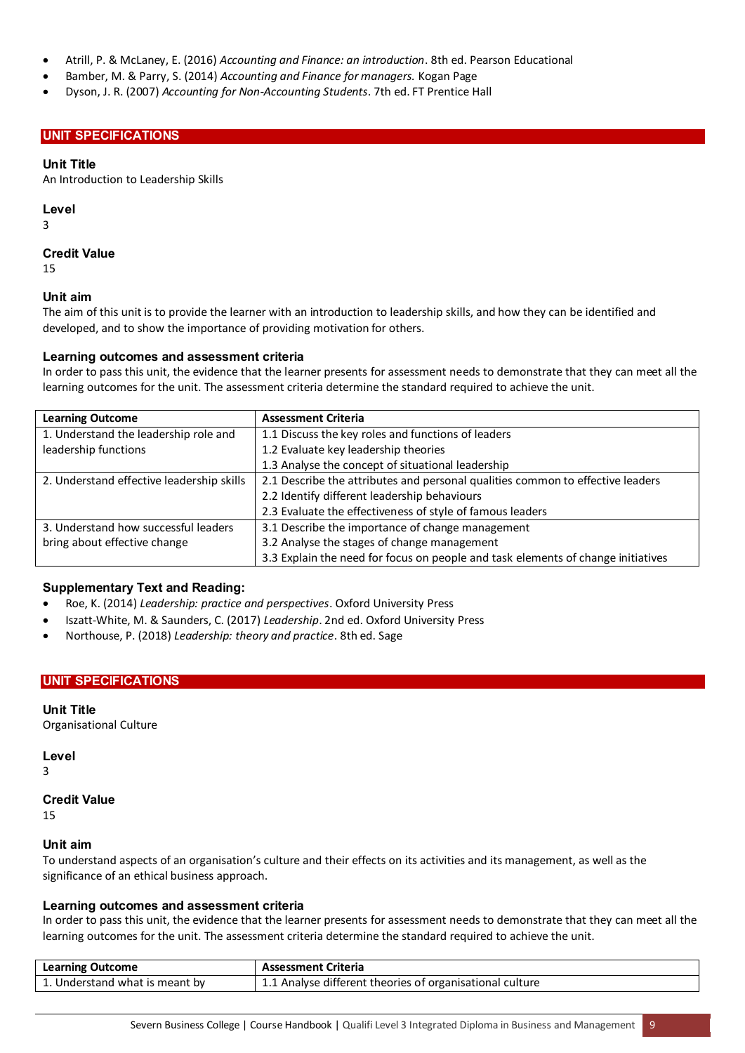- Atrill, P. & McLaney, E. (2016) *Accounting and Finance: an introduction*. 8th ed. Pearson Educational
- Bamber, M. & Parry, S. (2014) *Accounting and Finance for managers.* Kogan Page
- Dyson, J. R. (2007) *Accounting for Non-Accounting Students*. 7th ed. FT Prentice Hall

## UNIT SPECIFICATIONS

**Unit Title**
An Introduction to Leadership Skills

**Level**
3

**Credit Value**
15

**Unit aim**
The aim of this unit is to provide the learner with an introduction to leadership skills, and how they can be identified and developed, and to show the importance of providing motivation for others.

**Learning outcomes and assessment criteria**
In order to pass this unit, the evidence that the learner presents for assessment needs to demonstrate that they can meet all the learning outcomes for the unit. The assessment criteria determine the standard required to achieve the unit.

| Learning Outcome | Assessment Criteria |
|---|---|
| 1. Understand the leadership role and leadership functions | 1.1 Discuss the key roles and functions of leaders<br>1.2 Evaluate key leadership theories<br>1.3 Analyse the concept of situational leadership |
| 2. Understand effective leadership skills | 2.1 Describe the attributes and personal qualities common to effective leaders<br>2.2 Identify different leadership behaviours<br>2.3 Evaluate the effectiveness of style of famous leaders |
| 3. Understand how successful leaders bring about effective change | 3.1 Describe the importance of change management<br>3.2 Analyse the stages of change management<br>3.3 Explain the need for focus on people and task elements of change initiatives |

**Supplementary Text and Reading:**

- Roe, K. (2014) *Leadership: practice and perspectives*. Oxford University Press
- Iszatt-White, M. & Saunders, C. (2017) *Leadership*. 2nd ed. Oxford University Press
- Northouse, P. (2018) *Leadership: theory and practice*. 8th ed. Sage

## UNIT SPECIFICATIONS

**Unit Title**
Organisational Culture

**Level**
3

**Credit Value**
15

**Unit aim**
To understand aspects of an organisation's culture and their effects on its activities and its management, as well as the significance of an ethical business approach.

**Learning outcomes and assessment criteria**
In order to pass this unit, the evidence that the learner presents for assessment needs to demonstrate that they can meet all the learning outcomes for the unit. The assessment criteria determine the standard required to achieve the unit.

| Learning Outcome | Assessment Criteria |
|---|---|
| 1. Understand what is meant by | 1.1 Analyse different theories of organisational culture |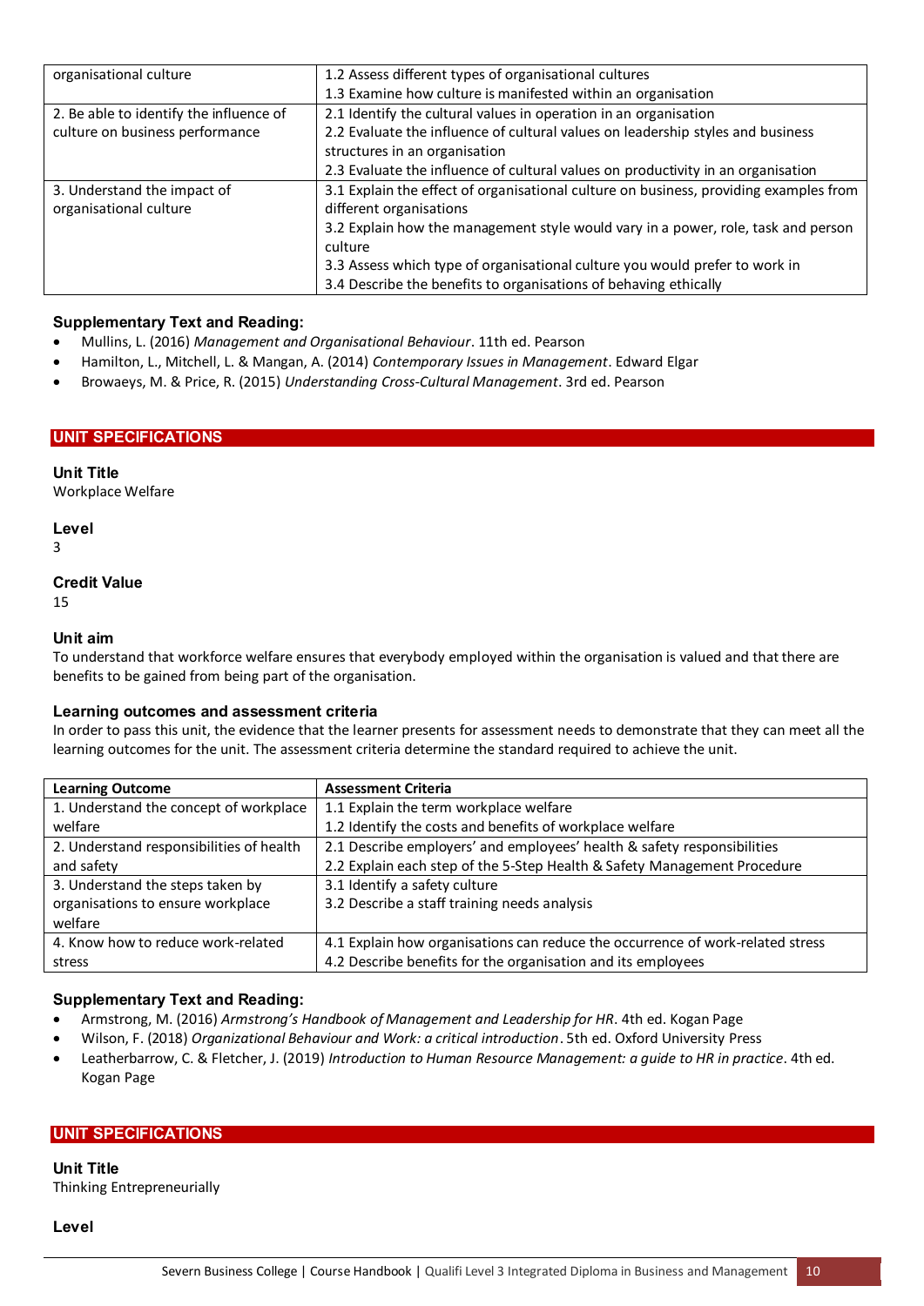| | |
|---|---|
| organisational culture | 1.2 Assess different types of organisational cultures<br>1.3 Examine how culture is manifested within an organisation |
| 2. Be able to identify the influence of culture on business performance | 2.1 Identify the cultural values in operation in an organisation<br>2.2 Evaluate the influence of cultural values on leadership styles and business structures in an organisation<br>2.3 Evaluate the influence of cultural values on productivity in an organisation |
| 3. Understand the impact of organisational culture | 3.1 Explain the effect of organisational culture on business, providing examples from different organisations<br>3.2 Explain how the management style would vary in a power, role, task and person culture<br>3.3 Assess which type of organisational culture you would prefer to work in<br>3.4 Describe the benefits to organisations of behaving ethically |

### Supplementary Text and Reading:

- Mullins, L. (2016) *Management and Organisational Behaviour*. 11th ed. Pearson
- Hamilton, L., Mitchell, L. & Mangan, A. (2014) *Contemporary Issues in Management*. Edward Elgar
- Browaeys, M. & Price, R. (2015) *Understanding Cross-Cultural Management*. 3rd ed. Pearson

## UNIT SPECIFICATIONS

### Unit Title
Workplace Welfare

### Level
3

### Credit Value
15

### Unit aim
To understand that workforce welfare ensures that everybody employed within the organisation is valued and that there are benefits to be gained from being part of the organisation.

### Learning outcomes and assessment criteria
In order to pass this unit, the evidence that the learner presents for assessment needs to demonstrate that they can meet all the learning outcomes for the unit. The assessment criteria determine the standard required to achieve the unit.

| Learning Outcome | Assessment Criteria |
|---|---|
| 1. Understand the concept of workplace welfare | 1.1 Explain the term workplace welfare<br>1.2 Identify the costs and benefits of workplace welfare |
| 2. Understand responsibilities of health and safety | 2.1 Describe employers' and employees' health & safety responsibilities<br>2.2 Explain each step of the 5-Step Health & Safety Management Procedure |
| 3. Understand the steps taken by organisations to ensure workplace welfare | 3.1 Identify a safety culture<br>3.2 Describe a staff training needs analysis |
| 4. Know how to reduce work-related stress | 4.1 Explain how organisations can reduce the occurrence of work-related stress<br>4.2 Describe benefits for the organisation and its employees |

### Supplementary Text and Reading:

- Armstrong, M. (2016) *Armstrong's Handbook of Management and Leadership for HR*. 4th ed. Kogan Page
- Wilson, F. (2018) *Organizational Behaviour and Work: a critical introduction*. 5th ed. Oxford University Press
- Leatherbarrow, C. & Fletcher, J. (2019) *Introduction to Human Resource Management: a guide to HR in practice*. 4th ed. Kogan Page

## UNIT SPECIFICATIONS

### Unit Title
Thinking Entrepreneurially

### Level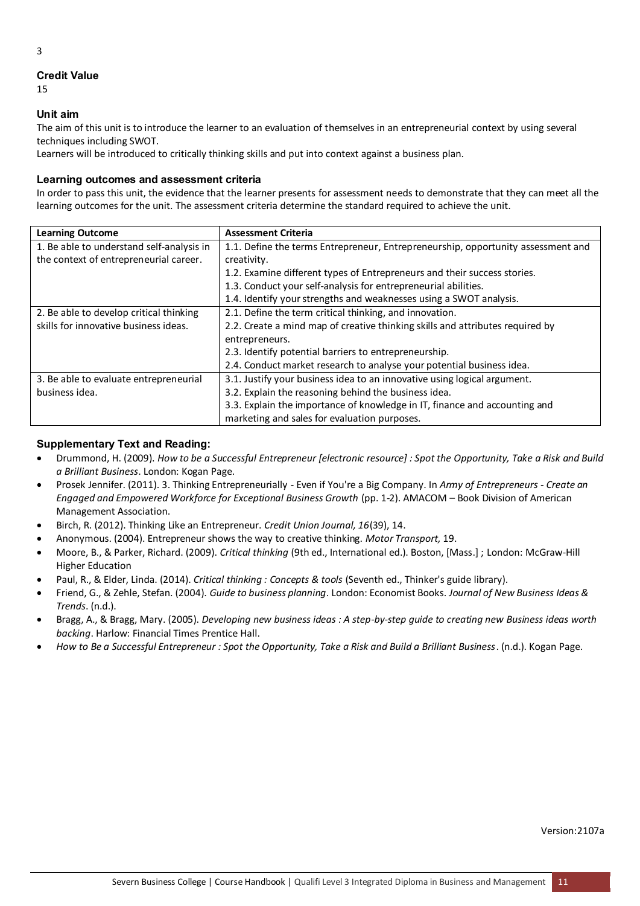3

**Credit Value**
15

### Unit aim

The aim of this unit is to introduce the learner to an evaluation of themselves in an entrepreneurial context by using several techniques including SWOT.
Learners will be introduced to critically thinking skills and put into context against a business plan.

### Learning outcomes and assessment criteria

In order to pass this unit, the evidence that the learner presents for assessment needs to demonstrate that they can meet all the learning outcomes for the unit. The assessment criteria determine the standard required to achieve the unit.

| Learning Outcome | Assessment Criteria |
|---|---|
| 1. Be able to understand self-analysis in the context of entrepreneurial career. | 1.1. Define the terms Entrepreneur, Entrepreneurship, opportunity assessment and creativity.<br>1.2. Examine different types of Entrepreneurs and their success stories.<br>1.3. Conduct your self-analysis for entrepreneurial abilities.<br>1.4. Identify your strengths and weaknesses using a SWOT analysis. |
| 2. Be able to develop critical thinking skills for innovative business ideas. | 2.1. Define the term critical thinking, and innovation.<br>2.2. Create a mind map of creative thinking skills and attributes required by entrepreneurs.<br>2.3. Identify potential barriers to entrepreneurship.<br>2.4. Conduct market research to analyse your potential business idea. |
| 3. Be able to evaluate entrepreneurial business idea. | 3.1. Justify your business idea to an innovative using logical argument.<br>3.2. Explain the reasoning behind the business idea.<br>3.3. Explain the importance of knowledge in IT, finance and accounting and marketing and sales for evaluation purposes. |

### Supplementary Text and Reading:

- Drummond, H. (2009). *How to be a Successful Entrepreneur [electronic resource] : Spot the Opportunity, Take a Risk and Build a Brilliant Business*. London: Kogan Page.
- Prosek Jennifer. (2011). 3. Thinking Entrepreneurially - Even if You're a Big Company. In *Army of Entrepreneurs - Create an Engaged and Empowered Workforce for Exceptional Business Growth* (pp. 1-2). AMACOM – Book Division of American Management Association.
- Birch, R. (2012). Thinking Like an Entrepreneur. *Credit Union Journal, 16*(39), 14.
- Anonymous. (2004). Entrepreneur shows the way to creative thinking. *Motor Transport,* 19.
- Moore, B., & Parker, Richard. (2009). *Critical thinking* (9th ed., International ed.). Boston, [Mass.] ; London: McGraw-Hill Higher Education
- Paul, R., & Elder, Linda. (2014). *Critical thinking : Concepts & tools* (Seventh ed., Thinker's guide library).
- Friend, G., & Zehle, Stefan. (2004). *Guide to business planning*. London: Economist Books. *Journal of New Business Ideas & Trends*. (n.d.).
- Bragg, A., & Bragg, Mary. (2005). *Developing new business ideas : A step-by-step guide to creating new Business ideas worth backing*. Harlow: Financial Times Prentice Hall.
- *How to Be a Successful Entrepreneur : Spot the Opportunity, Take a Risk and Build a Brilliant Business*. (n.d.). Kogan Page.

Version:2107a